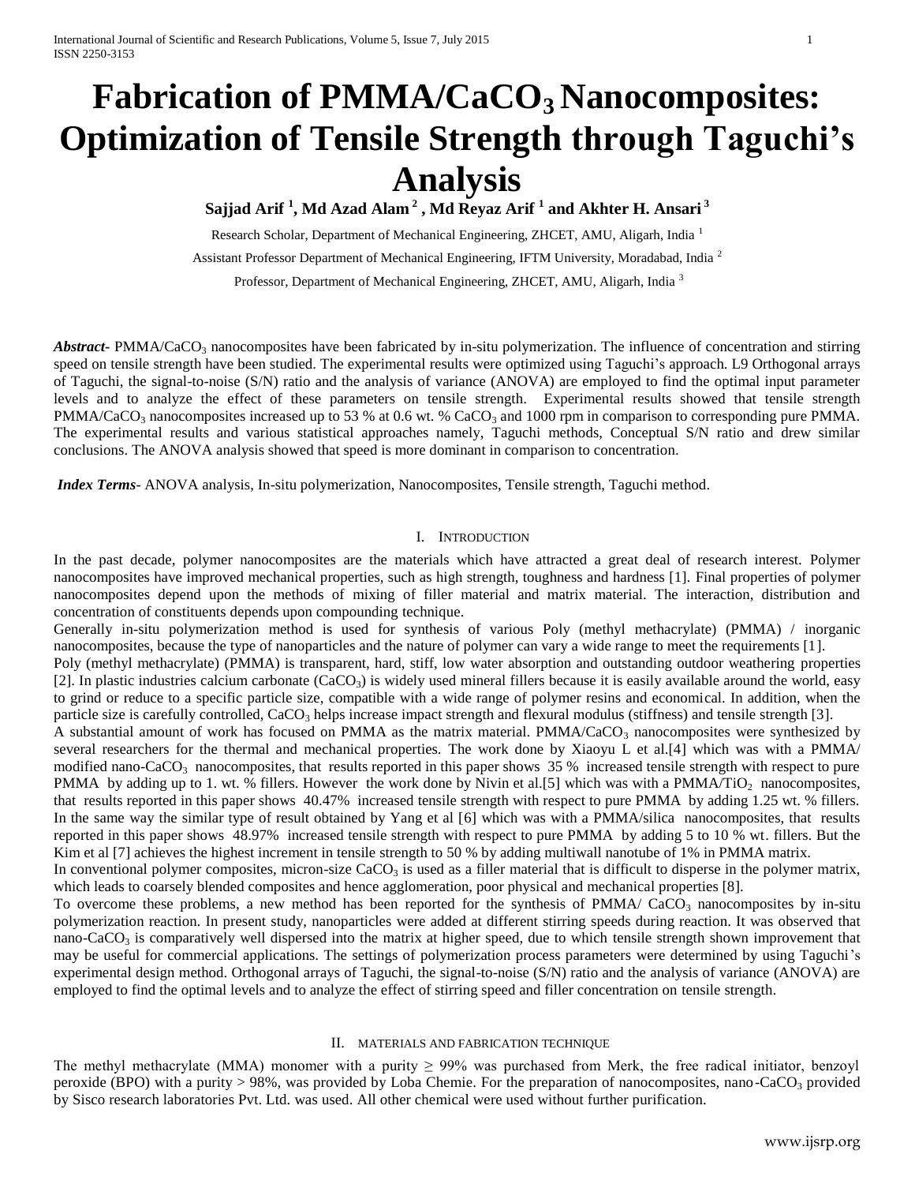# Fabrication of PMMA/$CaCO_3$ Nanocomposites: Optimization of Tensile Strength through Taguchi's Analysis

**Sajjad Arif [1], Md Azad Alam [2], Md Reyaz Arif [1] and Akhter H. Ansari [3]**

Research Scholar, Department of Mechanical Engineering, ZHCET, AMU, Aligarh, India [1]

Assistant Professor Department of Mechanical Engineering, IFTM University, Moradabad, India [2]

Professor, Department of Mechanical Engineering, ZHCET, AMU, Aligarh, India [3]

***Abstract***- PMMA/$CaCO_3$ nanocomposites have been fabricated by in-situ polymerization. The influence of concentration and stirring speed on tensile strength have been studied. The experimental results were optimized using Taguchi's approach. L9 Orthogonal arrays of Taguchi, the signal-to-noise (S/N) ratio and the analysis of variance (ANOVA) are employed to find the optimal input parameter levels and to analyze the effect of these parameters on tensile strength. Experimental results showed that tensile strength PMMA/$CaCO_3$ nanocomposites increased up to 53 % at 0.6 wt. % $CaCO_3$ and 1000 rpm in comparison to corresponding pure PMMA. The experimental results and various statistical approaches namely, Taguchi methods, Conceptual S/N ratio and drew similar conclusions. The ANOVA analysis showed that speed is more dominant in comparison to concentration.

***Index Terms***- ANOVA analysis, In-situ polymerization, Nanocomposites, Tensile strength, Taguchi method.

## I. Introduction

In the past decade, polymer nanocomposites are the materials which have attracted a great deal of research interest. Polymer nanocomposites have improved mechanical properties, such as high strength, toughness and hardness [1]. Final properties of polymer nanocomposites depend upon the methods of mixing of filler material and matrix material. The interaction, distribution and concentration of constituents depends upon compounding technique.

Generally in-situ polymerization method is used for synthesis of various Poly (methyl methacrylate) (PMMA) / inorganic nanocomposites, because the type of nanoparticles and the nature of polymer can vary a wide range to meet the requirements [1].

Poly (methyl methacrylate) (PMMA) is transparent, hard, stiff, low water absorption and outstanding outdoor weathering properties [2]. In plastic industries calcium carbonate ($CaCO_3$) is widely used mineral fillers because it is easily available around the world, easy to grind or reduce to a specific particle size, compatible with a wide range of polymer resins and economical. In addition, when the particle size is carefully controlled, $CaCO_3$ helps increase impact strength and flexural modulus (stiffness) and tensile strength [3].

A substantial amount of work has focused on PMMA as the matrix material. PMMA/$CaCO_3$ nanocomposites were synthesized by several researchers for the thermal and mechanical properties. The work done by Xiaoyu L et al.[4] which was with a PMMA/ modified nano-$CaCO_3$ nanocomposites, that results reported in this paper shows 35 % increased tensile strength with respect to pure PMMA by adding up to 1. wt. % fillers. However the work done by Nivin et al.[5] which was with a PMMA/$TiO_2$ nanocomposites, that results reported in this paper shows 40.47% increased tensile strength with respect to pure PMMA by adding 1.25 wt. % fillers. In the same way the similar type of result obtained by Yang et al [6] which was with a PMMA/silica nanocomposites, that results reported in this paper shows 48.97% increased tensile strength with respect to pure PMMA by adding 5 to 10 % wt. fillers. But the Kim et al [7] achieves the highest increment in tensile strength to 50 % by adding multiwall nanotube of 1% in PMMA matrix.

In conventional polymer composites, micron-size $CaCO_3$ is used as a filler material that is difficult to disperse in the polymer matrix, which leads to coarsely blended composites and hence agglomeration, poor physical and mechanical properties [8].

To overcome these problems, a new method has been reported for the synthesis of PMMA/ $CaCO_3$ nanocomposites by in-situ polymerization reaction. In present study, nanoparticles were added at different stirring speeds during reaction. It was observed that nano-$CaCO_3$ is comparatively well dispersed into the matrix at higher speed, due to which tensile strength shown improvement that may be useful for commercial applications. The settings of polymerization process parameters were determined by using Taguchi's experimental design method. Orthogonal arrays of Taguchi, the signal-to-noise (S/N) ratio and the analysis of variance (ANOVA) are employed to find the optimal levels and to analyze the effect of stirring speed and filler concentration on tensile strength.

## II. Materials and Fabrication Technique

The methyl methacrylate (MMA) monomer with a purity ≥ 99% was purchased from Merk, the free radical initiator, benzoyl peroxide (BPO) with a purity > 98%, was provided by Loba Chemie. For the preparation of nanocomposites, nano-$CaCO_3$ provided by Sisco research laboratories Pvt. Ltd. was used. All other chemical were used without further purification.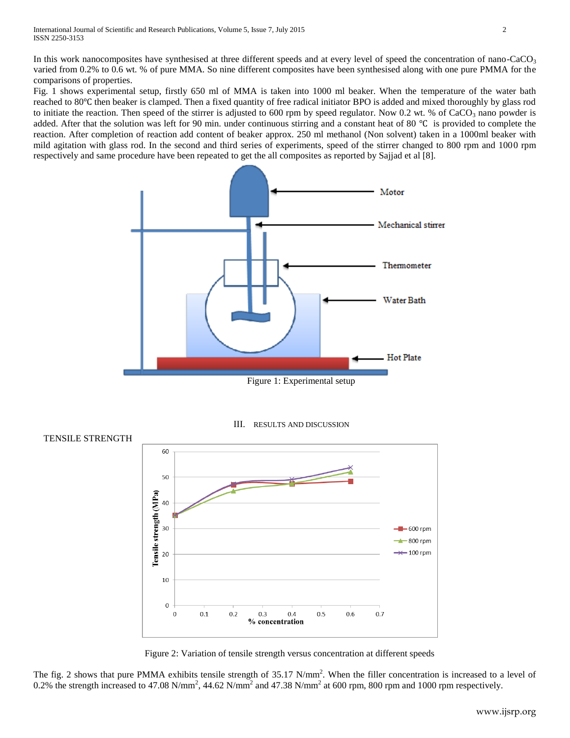In this work nanocomposites have synthesised at three different speeds and at every level of speed the concentration of nano-$CaCO_3$ varied from 0.2% to 0.6 wt. % of pure MMA. So nine different composites have been synthesised along with one pure PMMA for the comparisons of properties.

Fig. 1 shows experimental setup, firstly 650 ml of MMA is taken into 1000 ml beaker. When the temperature of the water bath reached to 80℃ then beaker is clamped. Then a fixed quantity of free radical initiator BPO is added and mixed thoroughly by glass rod to initiate the reaction. Then speed of the stirrer is adjusted to 600 rpm by speed regulator. Now 0.2 wt. % of $CaCO_3$ nano powder is added. After that the solution was left for 90 min. under continuous stirring and a constant heat of 80 ℃ is provided to complete the reaction. After completion of reaction add content of beaker approx. 250 ml methanol (Non solvent) taken in a 1000ml beaker with mild agitation with glass rod. In the second and third series of experiments, speed of the stirrer changed to 800 rpm and 1000 rpm respectively and same procedure have been repeated to get the all composites as reported by Sajjad et al [8].

Figure 1: Experimental setup

## III. RESULTS AND DISCUSSION

### TENSILE STRENGTH

Figure 2: Variation of tensile strength versus concentration at different speeds

The fig. 2 shows that pure PMMA exhibits tensile strength of 35.17 N/mm$^2$. When the filler concentration is increased to a level of 0.2% the strength increased to 47.08 N/mm$^2$, 44.62 N/mm$^2$ and 47.38 N/mm$^2$ at 600 rpm, 800 rpm and 1000 rpm respectively.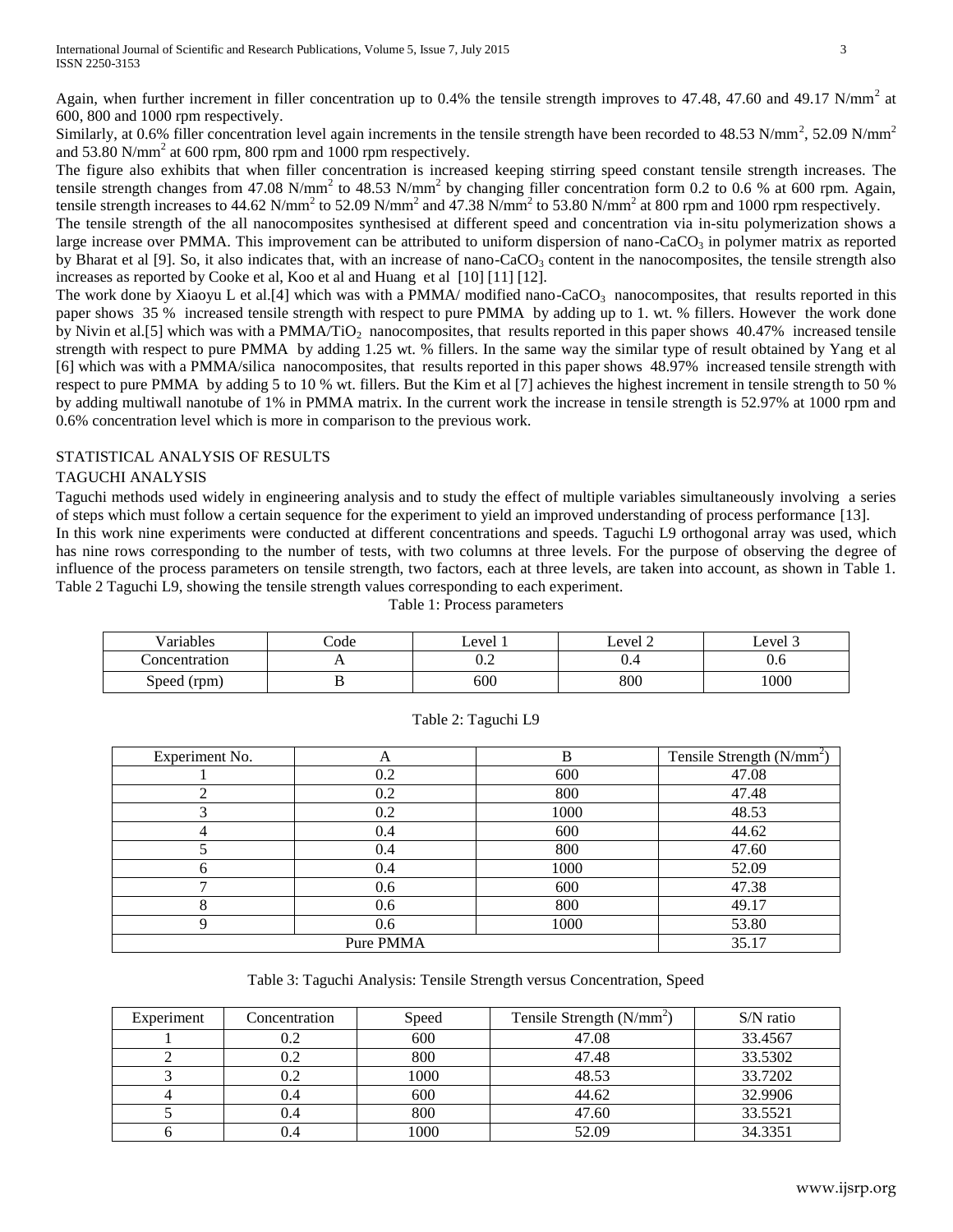Again, when further increment in filler concentration up to 0.4% the tensile strength improves to 47.48, 47.60 and 49.17 $N/mm^2$ at 600, 800 and 1000 rpm respectively.

Similarly, at 0.6% filler concentration level again increments in the tensile strength have been recorded to 48.53 $N/mm^2$, 52.09 $N/mm^2$ and 53.80 $N/mm^2$ at 600 rpm, 800 rpm and 1000 rpm respectively.

The figure also exhibits that when filler concentration is increased keeping stirring speed constant tensile strength increases. The tensile strength changes from 47.08 $N/mm^2$ to 48.53 $N/mm^2$ by changing filler concentration form 0.2 to 0.6 % at 600 rpm. Again, tensile strength increases to 44.62 $N/mm^2$ to 52.09 $N/mm^2$ and 47.38 $N/mm^2$ to 53.80 $N/mm^2$ at 800 rpm and 1000 rpm respectively.

The tensile strength of the all nanocomposites synthesised at different speed and concentration via in-situ polymerization shows a large increase over PMMA. This improvement can be attributed to uniform dispersion of nano-$CaCO_3$ in polymer matrix as reported by Bharat et al [9]. So, it also indicates that, with an increase of nano-$CaCO_3$ content in the nanocomposites, the tensile strength also increases as reported by Cooke et al, Koo et al and Huang et al [10] [11] [12].

The work done by Xiaoyu L et al.[4] which was with a PMMA/ modified nano-$CaCO_3$ nanocomposites, that results reported in this paper shows 35 % increased tensile strength with respect to pure PMMA by adding up to 1. wt. % fillers. However the work done by Nivin et al.[5] which was with a PMMA/$TiO_2$ nanocomposites, that results reported in this paper shows 40.47% increased tensile strength with respect to pure PMMA by adding 1.25 wt. % fillers. In the same way the similar type of result obtained by Yang et al [6] which was with a PMMA/silica nanocomposites, that results reported in this paper shows 48.97% increased tensile strength with respect to pure PMMA by adding 5 to 10 % wt. fillers. But the Kim et al [7] achieves the highest increment in tensile strength to 50 % by adding multiwall nanotube of 1% in PMMA matrix. In the current work the increase in tensile strength is 52.97% at 1000 rpm and 0.6% concentration level which is more in comparison to the previous work.

## STATISTICAL ANALYSIS OF RESULTS

### TAGUCHI ANALYSIS

Taguchi methods used widely in engineering analysis and to study the effect of multiple variables simultaneously involving a series of steps which must follow a certain sequence for the experiment to yield an improved understanding of process performance [13].

In this work nine experiments were conducted at different concentrations and speeds. Taguchi L9 orthogonal array was used, which has nine rows corresponding to the number of tests, with two columns at three levels. For the purpose of observing the degree of influence of the process parameters on tensile strength, two factors, each at three levels, are taken into account, as shown in Table 1. Table 2 Taguchi L9, showing the tensile strength values corresponding to each experiment.

Table 1: Process parameters

| Variables | Code | Level 1 | Level 2 | Level 3 |
|---|---|---|---|---|
| Concentration | A | 0.2 | 0.4 | 0.6 |
| Speed (rpm) | B | 600 | 800 | 1000 |

Table 2: Taguchi L9

| Experiment No. | A | B | Tensile Strength ($N/mm^2$) |
|---|---|---|---|
| 1 | 0.2 | 600 | 47.08 |
| 2 | 0.2 | 800 | 47.48 |
| 3 | 0.2 | 1000 | 48.53 |
| 4 | 0.4 | 600 | 44.62 |
| 5 | 0.4 | 800 | 47.60 |
| 6 | 0.4 | 1000 | 52.09 |
| 7 | 0.6 | 600 | 47.38 |
| 8 | 0.6 | 800 | 49.17 |
| 9 | 0.6 | 1000 | 53.80 |
| Pure PMMA | | | 35.17 |

Table 3: Taguchi Analysis: Tensile Strength versus Concentration, Speed

| Experiment | Concentration | Speed | Tensile Strength ($N/mm^2$) | S/N ratio |
|---|---|---|---|---|
| 1 | 0.2 | 600 | 47.08 | 33.4567 |
| 2 | 0.2 | 800 | 47.48 | 33.5302 |
| 3 | 0.2 | 1000 | 48.53 | 33.7202 |
| 4 | 0.4 | 600 | 44.62 | 32.9906 |
| 5 | 0.4 | 800 | 47.60 | 33.5521 |
| 6 | 0.4 | 1000 | 52.09 | 34.3351 |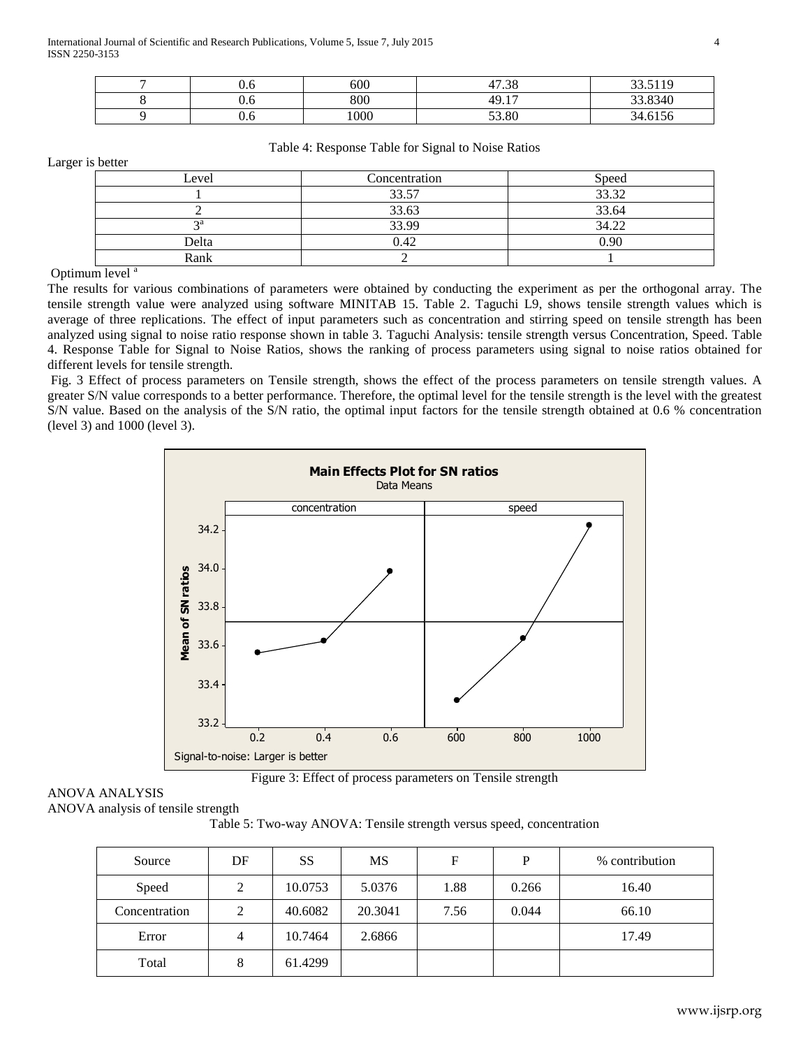| 7 | 0.6 | 600 | 47.38 | 33.5119 |
|---|---|---|---|---|
| 8 | 0.6 | 800 | 49.17 | 33.8340 |
| 9 | 0.6 | 1000 | 53.80 | 34.6156 |

Table 4: Response Table for Signal to Noise Ratios

Larger is better

| Level | Concentration | Speed |
|---|---|---|
| 1 | 33.57 | 33.32 |
| 2 | 33.63 | 33.64 |
| 3[a] | 33.99 | 34.22 |
| Delta | 0.42 | 0.90 |
| Rank | 2 | 1 |

Optimum level [a]

The results for various combinations of parameters were obtained by conducting the experiment as per the orthogonal array. The tensile strength value were analyzed using software MINITAB 15. Table 2. Taguchi L9, shows tensile strength values which is average of three replications. The effect of input parameters such as concentration and stirring speed on tensile strength has been analyzed using signal to noise ratio response shown in table 3. Taguchi Analysis: tensile strength versus Concentration, Speed. Table 4. Response Table for Signal to Noise Ratios, shows the ranking of process parameters using signal to noise ratios obtained for different levels for tensile strength.

Fig. 3 Effect of process parameters on Tensile strength, shows the effect of the process parameters on tensile strength values. A greater S/N value corresponds to a better performance. Therefore, the optimal level for the tensile strength is the level with the greatest S/N value. Based on the analysis of the S/N ratio, the optimal input factors for the tensile strength obtained at 0.6 % concentration (level 3) and 1000 (level 3).

Figure 3: Effect of process parameters on Tensile strength

ANOVA ANALYSIS

ANOVA analysis of tensile strength

Table 5: Two-way ANOVA: Tensile strength versus speed, concentration

| Source | DF | SS | MS | F | P | % contribution |
|---|---|---|---|---|---|---|
| Speed | 2 | 10.0753 | 5.0376 | 1.88 | 0.266 | 16.40 |
| Concentration | 2 | 40.6082 | 20.3041 | 7.56 | 0.044 | 66.10 |
| Error | 4 | 10.7464 | 2.6866 | | | 17.49 |
| Total | 8 | 61.4299 | | | | |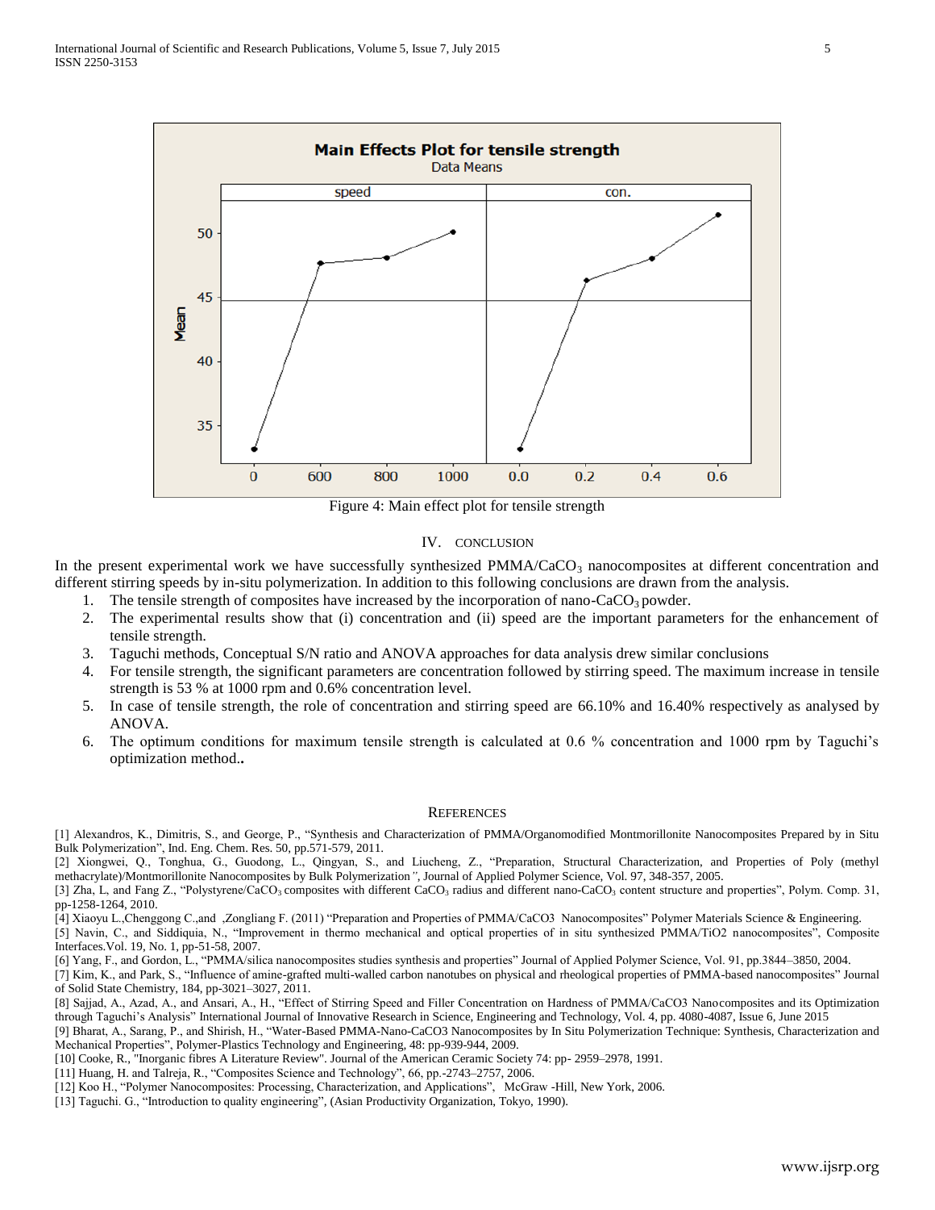Figure 4: Main effect plot for tensile strength

## IV. CONCLUSION

In the present experimental work we have successfully synthesized PMMA/$CaCO_3$ nanocomposites at different concentration and different stirring speeds by in-situ polymerization. In addition to this following conclusions are drawn from the analysis.

1. The tensile strength of composites have increased by the incorporation of nano-$CaCO_3$ powder.
2. The experimental results show that (i) concentration and (ii) speed are the important parameters for the enhancement of tensile strength.
3. Taguchi methods, Conceptual S/N ratio and ANOVA approaches for data analysis drew similar conclusions
4. For tensile strength, the significant parameters are concentration followed by stirring speed. The maximum increase in tensile strength is 53 % at 1000 rpm and 0.6% concentration level.
5. In case of tensile strength, the role of concentration and stirring speed are 66.10% and 16.40% respectively as analysed by ANOVA.
6. The optimum conditions for maximum tensile strength is calculated at 0.6 % concentration and 1000 rpm by Taguchi's optimization method**.**

## REFERENCES

[1] Alexandros, K., Dimitris, S., and George, P., "Synthesis and Characterization of PMMA/Organomodified Montmorillonite Nanocomposites Prepared by in Situ Bulk Polymerization", Ind. Eng. Chem. Res. 50, pp.571-579, 2011.

[2] Xiongwei, Q., Tonghua, G., Guodong, L., Qingyan, S., and Liucheng, Z., "Preparation, Structural Characterization, and Properties of Poly (methyl methacrylate)/Montmorillonite Nanocomposites by Bulk Polymerization", Journal of Applied Polymer Science, Vol. 97, 348-357, 2005.

[3] Zha, L, and Fang Z., "Polystyrene/$CaCO_3$ composites with different $CaCO_3$ radius and different nano-$CaCO_3$ content structure and properties", Polym. Comp. 31, pp-1258-1264, 2010.

[4] Xiaoyu L.,Chenggong C.,and ,Zongliang F. (2011) "Preparation and Properties of PMMA/CaCO3 Nanocomposites" Polymer Materials Science & Engineering.

[5] Navin, C., and Siddiquia, N., "Improvement in thermo mechanical and optical properties of in situ synthesized PMMA/TiO2 nanocomposites", Composite Interfaces.Vol. 19, No. 1, pp-51-58, 2007.

[6] Yang, F., and Gordon, L., "PMMA/silica nanocomposites studies synthesis and properties" Journal of Applied Polymer Science, Vol. 91, pp.3844–3850, 2004.

[7] Kim, K., and Park, S., "Influence of amine-grafted multi-walled carbon nanotubes on physical and rheological properties of PMMA-based nanocomposites" Journal of Solid State Chemistry, 184, pp-3021–3027, 2011.

[8] Sajjad, A., Azad, A., and Ansari, A., H., "Effect of Stirring Speed and Filler Concentration on Hardness of PMMA/CaCO3 Nanocomposites and its Optimization through Taguchi's Analysis" International Journal of Innovative Research in Science, Engineering and Technology, Vol. 4, pp. 4080-4087, Issue 6, June 2015

[9] Bharat, A., Sarang, P., and Shirish, H., "Water-Based PMMA-Nano-CaCO3 Nanocomposites by In Situ Polymerization Technique: Synthesis, Characterization and Mechanical Properties", Polymer-Plastics Technology and Engineering, 48: pp-939-944, 2009.

[10] Cooke, R., "Inorganic fibres A Literature Review". Journal of the American Ceramic Society 74: pp- 2959–2978, 1991.

[11] Huang, H. and Talreja, R., "Composites Science and Technology", 66, pp.-2743–2757, 2006.

[12] Koo H., "Polymer Nanocomposites: Processing, Characterization, and Applications", McGraw -Hill, New York, 2006.

[13] Taguchi. G., "Introduction to quality engineering", (Asian Productivity Organization, Tokyo, 1990).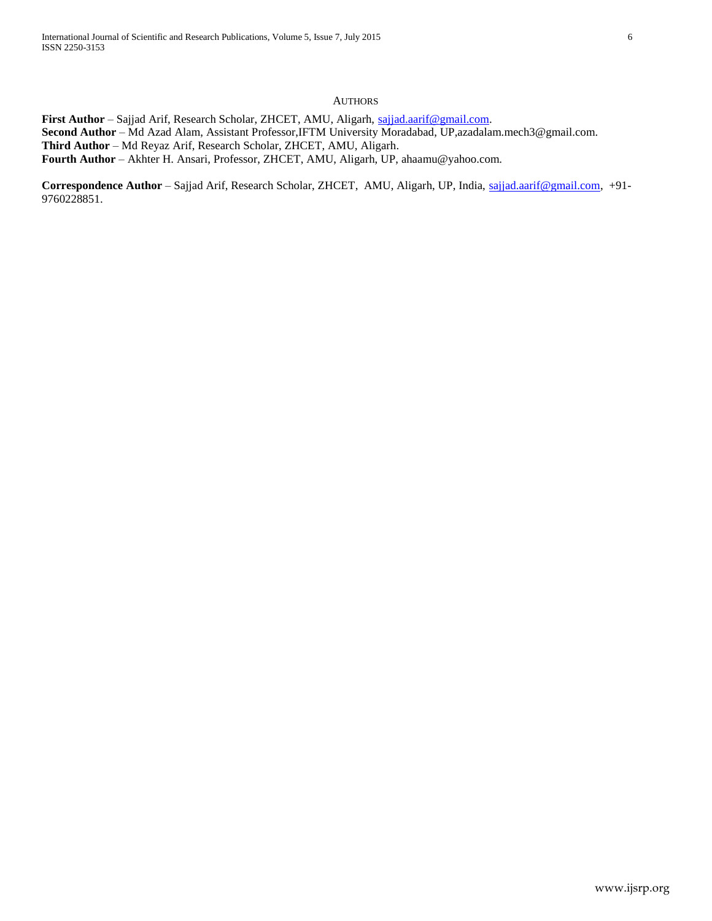## AUTHORS

**First Author** – Sajjad Arif, Research Scholar, ZHCET, AMU, Aligarh, sajjad.aarif@gmail.com.
**Second Author** – Md Azad Alam, Assistant Professor,IFTM University Moradabad, UP,azadalam.mech3@gmail.com.
**Third Author** – Md Reyaz Arif, Research Scholar, ZHCET, AMU, Aligarh.
**Fourth Author** – Akhter H. Ansari, Professor, ZHCET, AMU, Aligarh, UP, ahaamu@yahoo.com.

**Correspondence Author** – Sajjad Arif, Research Scholar, ZHCET, AMU, Aligarh, UP, India, sajjad.aarif@gmail.com, +91-9760228851.